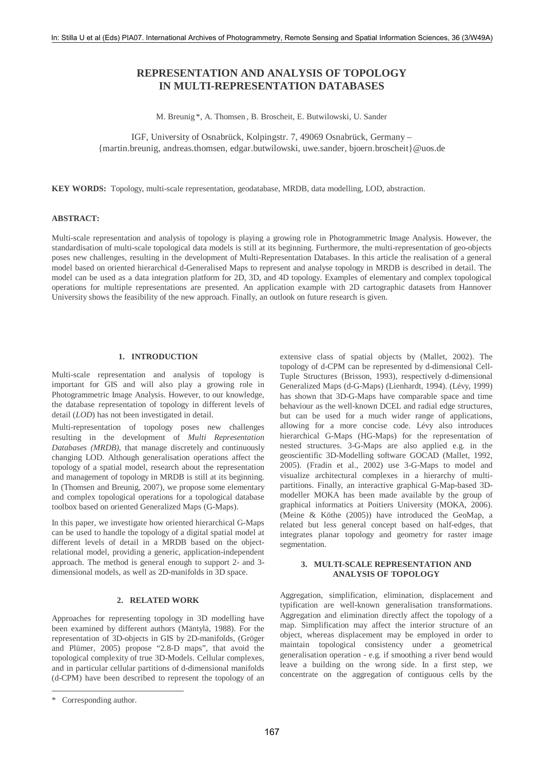# REPRESENTATION AND ANALYSIS OF TOPOLOGY IN MULTI-REPRESENTATION DATABASES

M. Breunig *, A. Thomsen , B. Broscheit, E. Butwilowski, U. Sander

IGF, University of Osnabrück, Kolpingstr. 7, 49069 Osnabrück, Germany –
{martin.breunig, andreas.thomsen, edgar.butwilowski, uwe.sander, bjoern.broscheit}@uos.de

**KEY WORDS:** Topology, multi-scale representation, geodatabase, MRDB, data modelling, LOD, abstraction.

**ABSTRACT:**

Multi-scale representation and analysis of topology is playing a growing role in Photogrammetric Image Analysis. However, the standardisation of multi-scale topological data models is still at its beginning. Furthermore, the multi-representation of geo-objects poses new challenges, resulting in the development of Multi-Representation Databases. In this article the realisation of a general model based on oriented hierarchical d-Generalised Maps to represent and analyse topology in MRDB is described in detail. The model can be used as a data integration platform for 2D, 3D, and 4D topology. Examples of elementary and complex topological operations for multiple representations are presented. An application example with 2D cartographic datasets from Hannover University shows the feasibility of the new approach. Finally, an outlook on future research is given.

## 1. INTRODUCTION

Multi-scale representation and analysis of topology is important for GIS and will also play a growing role in Photogrammetric Image Analysis. However, to our knowledge, the database representation of topology in different levels of detail (*LOD*) has not been investigated in detail.

Multi-representation of topology poses new challenges resulting in the development of *Multi Representation Databases (MRDB)*, that manage discretely and continuously changing LOD. Although generalisation operations affect the topology of a spatial model, research about the representation and management of topology in MRDB is still at its beginning. In (Thomsen and Breunig, 2007), we propose some elementary and complex topological operations for a topological database toolbox based on oriented Generalized Maps (G-Maps).

In this paper, we investigate how oriented hierarchical G-Maps can be used to handle the topology of a digital spatial model at different levels of detail in a MRDB based on the object-relational model, providing a generic, application-independent approach. The method is general enough to support 2- and 3-dimensional models, as well as 2D-manifolds in 3D space.

## 2. RELATED WORK

Approaches for representing topology in 3D modelling have been examined by different authors (Mäntylä, 1988). For the representation of 3D-objects in GIS by 2D-manifolds, (Gröger and Plümer, 2005) propose "2.8-D maps", that avoid the topological complexity of true 3D-Models. Cellular complexes, and in particular cellular partitions of d-dimensional manifolds (d-CPM) have been described to represent the topology of an extensive class of spatial objects by (Mallet, 2002). The topology of d-CPM can be represented by d-dimensional Cell-Tuple Structures (Brisson, 1993), respectively d-dimensional Generalized Maps (d-G-Maps) (Lienhardt, 1994). (Lévy, 1999) has shown that 3D-G-Maps have comparable space and time behaviour as the well-known DCEL and radial edge structures, but can be used for a much wider range of applications, allowing for a more concise code. Lévy also introduces hierarchical G-Maps (HG-Maps) for the representation of nested structures. 3-G-Maps are also applied e.g. in the geoscientific 3D-Modelling software GOCAD (Mallet, 1992, 2005). (Fradin et al., 2002) use 3-G-Maps to model and visualize architectural complexes in a hierarchy of multi-partitions. Finally, an interactive graphical G-Map-based 3D-modeller MOKA has been made available by the group of graphical informatics at Poitiers University (MOKA, 2006). (Meine & Köthe (2005)) have introduced the GeoMap, a related but less general concept based on half-edges, that integrates planar topology and geometry for raster image segmentation.

## 3. MULTI-SCALE REPRESENTATION AND ANALYSIS OF TOPOLOGY

Aggregation, simplification, elimination, displacement and typification are well-known generalisation transformations. Aggregation and elimination directly affect the topology of a map. Simplification may affect the interior structure of an object, whereas displacement may be employed in order to maintain topological consistency under a geometrical generalisation operation - e.g. if smoothing a river bend would leave a building on the wrong side. In a first step, we concentrate on the aggregation of contiguous cells by the

---

* Corresponding author.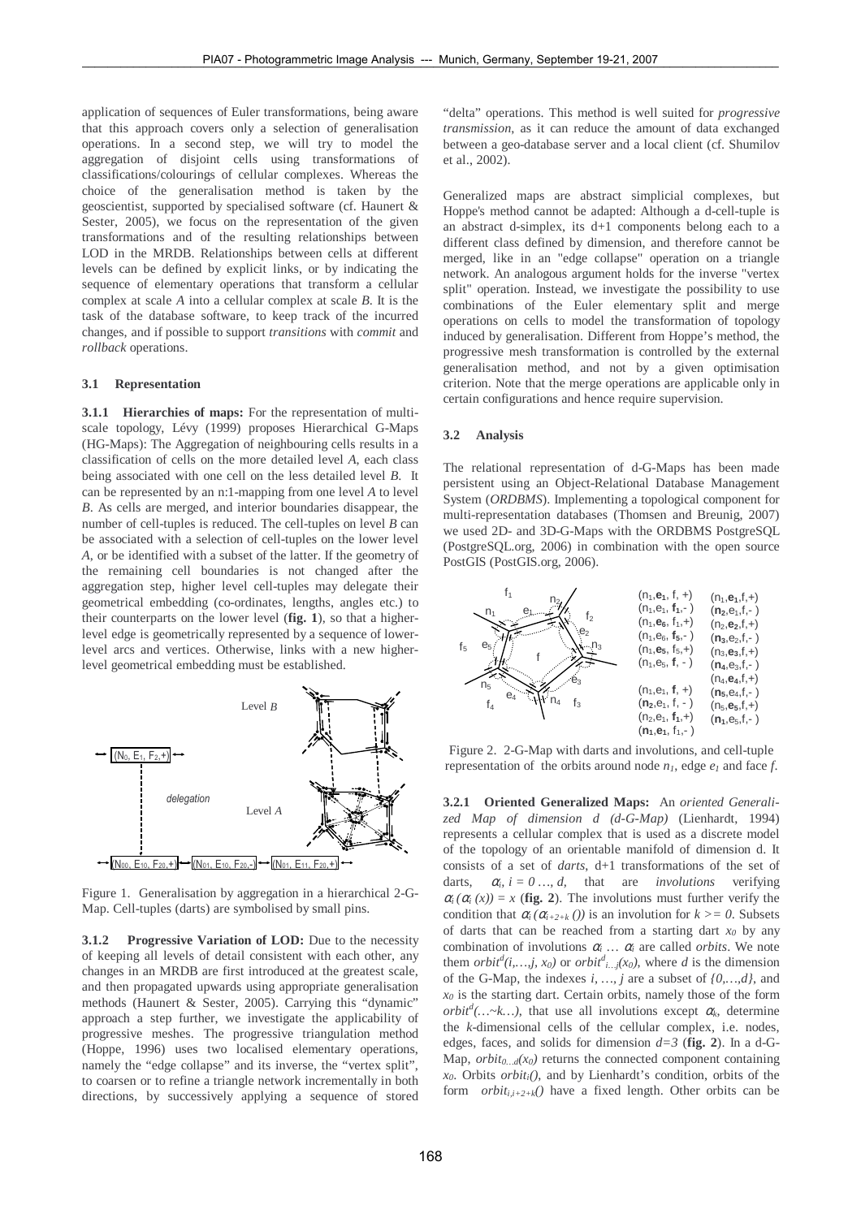application of sequences of Euler transformations, being aware that this approach covers only a selection of generalisation operations. In a second step, we will try to model the aggregation of disjoint cells using transformations of classifications/colourings of cellular complexes. Whereas the choice of the generalisation method is taken by the geoscientist, supported by specialised software (cf. Haunert & Sester, 2005), we focus on the representation of the given transformations and of the resulting relationships between LOD in the MRDB. Relationships between cells at different levels can be defined by explicit links, or by indicating the sequence of elementary operations that transform a cellular complex at scale *A* into a cellular complex at scale *B*. It is the task of the database software, to keep track of the incurred changes, and if possible to support *transitions* with *commit* and *rollback* operations.

### 3.1 Representation

**3.1.1 Hierarchies of maps:** For the representation of multi-scale topology, Lévy (1999) proposes Hierarchical G-Maps (HG-Maps): The Aggregation of neighbouring cells results in a classification of cells on the more detailed level *A*, each class being associated with one cell on the less detailed level *B*. It can be represented by an n:1-mapping from one level *A* to level *B*. As cells are merged, and interior boundaries disappear, the number of cell-tuples is reduced. The cell-tuples on level *B* can be associated with a selection of cell-tuples on the lower level *A*, or be identified with a subset of the latter. If the geometry of the remaining cell boundaries is not changed after the aggregation step, higher level cell-tuples may delegate their geometrical embedding (co-ordinates, lengths, angles etc.) to their counterparts on the lower level (**fig. 1**), so that a higher-level edge is geometrically represented by a sequence of lower-level arcs and vertices. Otherwise, links with a new higher-level geometrical embedding must be established.

Figure 1. Generalisation by aggregation in a hierarchical 2-G-Map. Cell-tuples (darts) are symbolised by small pins.

**3.1.2 Progressive Variation of LOD:** Due to the necessity of keeping all levels of detail consistent with each other, any changes in an MRDB are first introduced at the greatest scale, and then propagated upwards using appropriate generalisation methods (Haunert & Sester, 2005). Carrying this "dynamic" approach a step further, we investigate the applicability of progressive meshes. The progressive triangulation method (Hoppe, 1996) uses two localised elementary operations, namely the "edge collapse" and its inverse, the "vertex split", to coarsen or to refine a triangle network incrementally in both directions, by successively applying a sequence of stored "delta" operations. This method is well suited for *progressive transmission*, as it can reduce the amount of data exchanged between a geo-database server and a local client (cf. Shumilov et al., 2002).

Generalized maps are abstract simplicial complexes, but Hoppe's method cannot be adapted: Although a d-cell-tuple is an abstract d-simplex, its d+1 components belong each to a different class defined by dimension, and therefore cannot be merged, like in an "edge collapse" operation on a triangle network. An analogous argument holds for the inverse "vertex split" operation. Instead, we investigate the possibility to use combinations of the Euler elementary split and merge operations on cells to model the transformation of topology induced by generalisation. Different from Hoppe's method, the progressive mesh transformation is controlled by the external generalisation method, and not by a given optimisation criterion. Note that the merge operations are applicable only in certain configurations and hence require supervision.

### 3.2 Analysis

The relational representation of d-G-Maps has been made persistent using an Object-Relational Database Management System (*ORDBMS*). Implementing a topological component for multi-representation databases (Thomsen and Breunig, 2007) we used 2D- and 3D-G-Maps with the ORDBMS PostgreSQL (PostgreSQL.org, 2006) in combination with the open source PostGIS (PostGIS.org, 2006).

Figure 2. 2-G-Map with darts and involutions, and cell-tuple representation of the orbits around node $n_1$, edge $e_1$ and face $f$.

**3.2.1 Oriented Generalized Maps:** An *oriented Generalized Map of dimension d (d-G-Map)* (Lienhardt, 1994) represents a cellular complex that is used as a discrete model of the topology of an orientable manifold of dimension d. It consists of a set of *darts*, d+1 transformations of the set of darts, $\alpha_i$, $i = 0 \ldots, d$, that are *involutions* verifying $\alpha_i(\alpha_i(x)) = x$ (**fig. 2**). The involutions must further verify the condition that $\alpha_i(\alpha_{i+2+k}())$ is an involution for $k >= 0$. Subsets of darts that can be reached from a starting dart $x_0$ by any combination of involutions $\alpha_i \ldots \alpha_i$ are called *orbits*. We note them $orbit^d(i,\ldots,j, x_0)$ or $orbit^d_{i\ldots j}(x_0)$, where *d* is the dimension of the G-Map, the indexes $i, \ldots, j$ are a subset of $\{0,\ldots,d\}$, and $x_0$ is the starting dart. Certain orbits, namely those of the form $orbit^d(\ldots\sim k\ldots)$, that use all involutions except $\alpha_k$, determine the *k*-dimensional cells of the cellular complex, i.e. nodes, edges, faces, and solids for dimension $d=3$ (**fig. 2**). In a d-G-Map, $orbit_{0\ldots d}(x_0)$ returns the connected component containing $x_0$. Orbits $orbit_i()$, and by Lienhardt's condition, orbits of the form $orbit_{i,i+2+k}()$ have a fixed length. Other orbits can be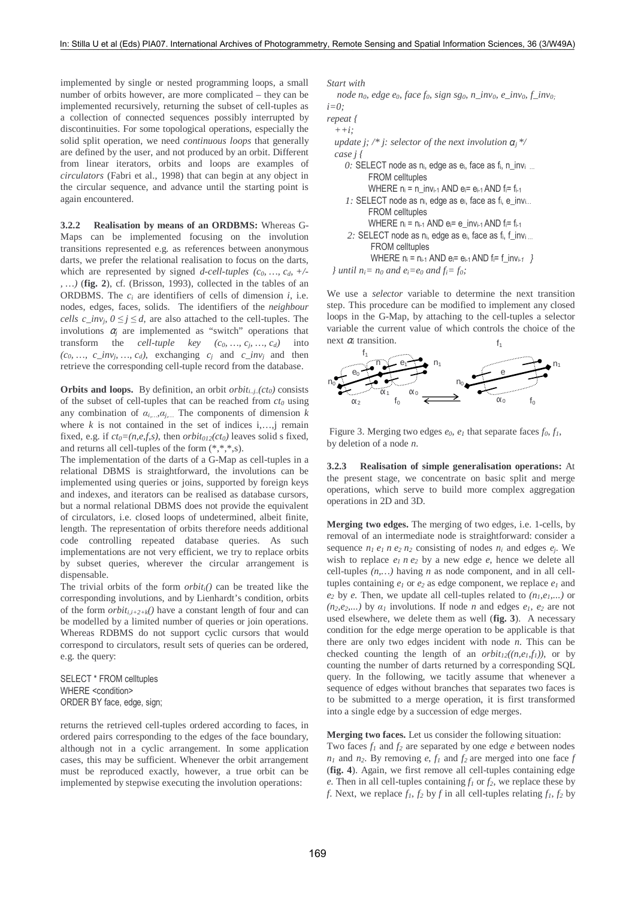implemented by single or nested programming loops, a small number of orbits however, are more complicated – they can be implemented recursively, returning the subset of cell-tuples as a collection of connected sequences possibly interrupted by discontinuities. For some topological operations, especially the solid split operation, we need *continuous loops* that generally are defined by the user, and not produced by an orbit. Different from linear iterators, orbits and loops are examples of *circulators* (Fabri et al., 1998) that can begin at any object in the circular sequence, and advance until the starting point is again encountered.

**3.2.2 Realisation by means of an ORDBMS:** Whereas G-Maps can be implemented focusing on the involution transitions represented e.g. as references between anonymous darts, we prefer the relational realisation to focus on the darts, which are represented by signed *d-cell-tuples* $(c_0, \ldots, c_d, +/-, \ldots)$ (**fig. 2**), cf. (Brisson, 1993), collected in the tables of an ORDBMS. The $c_i$ are identifiers of cells of dimension $i$, i.e. nodes, edges, faces, solids. The identifiers of the *neighbour cells* $c\_inv_j$, $0 \leq j \leq d$, are also attached to the cell-tuples. The involutions $\alpha_j$ are implemented as "switch" operations that transform the *cell-tuple key* $(c_0, \ldots, c_j, \ldots, c_d)$ into $(c_0, \ldots, c\_inv_j, \ldots, c_d)$, exchanging $c_j$ and $c\_inv_j$ and then retrieve the corresponding cell-tuple record from the database.

**Orbits and loops.** By definition, an orbit $orbit_{i..j..}(ct_0)$ consists of the subset of cell-tuples that can be reached from $ct_0$ using any combination of $\alpha_{i,..}, \alpha_{j,..}$. The components of dimension $k$ where $k$ is not contained in the set of indices i,…,j remain fixed, e.g. if $ct_0=(n,e,f,s)$, then $orbit_{012}(ct_0)$ leaves solid s fixed, and returns all cell-tuples of the form $(*,*,*,s)$.

The implementation of the darts of a G-Map as cell-tuples in a relational DBMS is straightforward, the involutions can be implemented using queries or joins, supported by foreign keys and indexes, and iterators can be realised as database cursors, but a normal relational DBMS does not provide the equivalent of circulators, i.e. closed loops of undetermined, albeit finite, length. The representation of orbits therefore needs additional code controlling repeated database queries. As such implementations are not very efficient, we try to replace orbits by subset queries, wherever the circular arrangement is dispensable.

The trivial orbits of the form $orbit_i()$ can be treated like the corresponding involutions, and by Lienhardt's condition, orbits of the form $orbit_{i,i+2+k}()$ have a constant length of four and can be modelled by a limited number of queries or join operations. Whereas RDBMS do not support cyclic cursors that would correspond to circulators, result sets of queries can be ordered, e.g. the query:

```
SELECT * FROM celltuples
WHERE <condition>
ORDER BY face, edge, sign;
```

returns the retrieved cell-tuples ordered according to faces, in ordered pairs corresponding to the edges of the face boundary, although not in a cyclic arrangement. In some application cases, this may be sufficient. Whenever the orbit arrangement must be reproduced exactly, however, a true orbit can be implemented by stepwise executing the involution operations:

```
Start with
  node n0, edge e0, face f0, sign sg0, n_inv0, e_inv0, f_inv0;
i=0;
repeat {
  ++i;
  update j; /* j: selector of the next involution αj */
  case j {
    0: SELECT node as ni, edge as ei, face as fi, n_invi ...
         FROM celltuples
         WHERE ni = n_invi-1 AND ei= ei-1 AND fi= fi-1
    1: SELECT node as ni, edge as ei, face as fi, e_invi...
         FROM celltuples
         WHERE ni = ni-1 AND ei= e_invi-1 AND fi= fi-1
    2: SELECT node as ni, edge as ei, face as fi, f_invi ...
         FROM celltuples
         WHERE ni = ni-1 AND ei= ei-1 AND fi= f_invi-1  }
} until ni= n0 and ei=e0 and fi= f0;
```

We use a *selector* variable to determine the next transition step. This procedure can be modified to implement any closed loops in the G-Map, by attaching to the cell-tuples a selector variable the current value of which controls the choice of the next $\alpha_i$ transition.

Figure 3. Merging two edges $e_0$, $e_1$ that separate faces $f_0$, $f_1$, by deletion of a node $n$.

**3.2.3 Realisation of simple generalisation operations:** At the present stage, we concentrate on basic split and merge operations, which serve to build more complex aggregation operations in 2D and 3D.

**Merging two edges.** The merging of two edges, i.e. 1-cells, by removal of an intermediate node is straightforward: consider a sequence $n_1\ e_1\ n\ e_2\ n_2$ consisting of nodes $n_i$ and edges $e_j$. We wish to replace $e_1\ n\ e_2$ by a new edge $e$, hence we delete all cell-tuples $(n,\ldots)$ having $n$ as node component, and in all cell-tuples containing $e_1$ or $e_2$ as edge component, we replace $e_1$ and $e_2$ by $e$. Then, we update all cell-tuples related to $(n_1,e_1,\ldots)$ or $(n_2,e_2,\ldots)$ by $\alpha_1$ involutions. If node $n$ and edges $e_1$, $e_2$ are not used elsewhere, we delete them as well (**fig. 3**). A necessary condition for the edge merge operation to be applicable is that there are only two edges incident with node $n$. This can be checked counting the length of an $orbit_{12}((n,e_1,f_1))$, or by counting the number of darts returned by a corresponding SQL query. In the following, we tacitly assume that whenever a sequence of edges without branches that separates two faces is to be submitted to a merge operation, it is first transformed into a single edge by a succession of edge merges.

**Merging two faces.** Let us consider the following situation: Two faces $f_1$ and $f_2$ are separated by one edge $e$ between nodes $n_1$ and $n_2$. By removing $e$, $f_1$ and $f_2$ are merged into one face $f$ (**fig. 4**). Again, we first remove all cell-tuples containing edge $e$. Then in all cell-tuples containing $f_1$ or $f_2$, we replace these by $f$. Next, we replace $f_1$, $f_2$ by $f$ in all cell-tuples relating $f_1$, $f_2$ by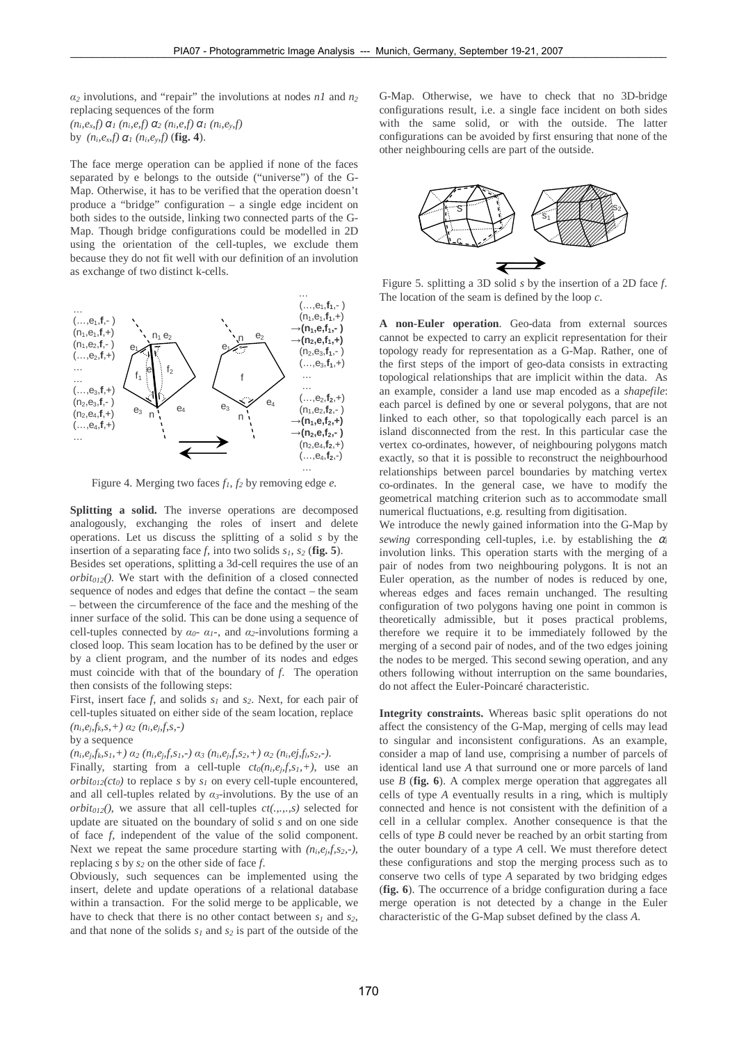$\alpha_2$ involutions, and "repair" the involutions at nodes $n1$ and $n_2$ replacing sequences of the form

$(n_i,e_x,f)\ \alpha_1\ (n_i,e,f)\ \alpha_2\ (n_i,e,f)\ \alpha_1\ (n_i,e_y,f)$

by $(n_i,e_x,f)\ \alpha_1\ (n_i,e_y,f)$ (**fig. 4**).

The face merge operation can be applied if none of the faces separated by e belongs to the outside ("universe") of the G-Map. Otherwise, it has to be verified that the operation doesn't produce a "bridge" configuration – a single edge incident on both sides to the outside, linking two connected parts of the G-Map. Though bridge configurations could be modelled in 2D using the orientation of the cell-tuples, we exclude them because they do not fit well with our definition of an involution as exchange of two distinct k-cells.

Figure 4. Merging two faces $f_1$, $f_2$ by removing edge $e$.

**Splitting a solid.** The inverse operations are decomposed analogously, exchanging the roles of insert and delete operations. Let us discuss the splitting of a solid $s$ by the insertion of a separating face $f$, into two solids $s_1$, $s_2$ (**fig. 5**).

Besides set operations, splitting a 3d-cell requires the use of an $orbit_{012}()$. We start with the definition of a closed connected sequence of nodes and edges that define the contact – the seam – between the circumference of the face and the meshing of the inner surface of the solid. This can be done using a sequence of cell-tuples connected by $\alpha_0$- $\alpha_1$-, and $\alpha_2$-involutions forming a closed loop. This seam location has to be defined by the user or by a client program, and the number of its nodes and edges must coincide with that of the boundary of $f$. The operation then consists of the following steps:

First, insert face $f$, and solids $s_1$ and $s_2$. Next, for each pair of cell-tuples situated on either side of the seam location, replace

$(n_i,e_j,f_k,s,+)\ \alpha_2\ (n_i,e_j,f,s,-)$

by a sequence

$(n_i,e_j,f_k,s_1,+)\ \alpha_2\ (n_i,e_j,f,s_1,-)\ \alpha_3\ (n_i,e_j,f,s_2,+)\ \alpha_2\ (n_i,e_j,f_l,s_2,-)$.

Finally, starting from a cell-tuple $ct_0(n_i,e_j,f,s_1,+)$, use an $orbit_{012}(ct_0)$ to replace $s$ by $s_1$ on every cell-tuple encountered, and all cell-tuples related by $\alpha_3$-involutions. By the use of an $orbit_{012}()$, we assure that all cell-tuples $ct(.,.,.,s)$ selected for update are situated on the boundary of solid $s$ and on one side of face $f$, independent of the value of the solid component. Next we repeat the same procedure starting with $(n_i,e_j,f,s_2,-)$, replacing $s$ by $s_2$ on the other side of face $f$.

Obviously, such sequences can be implemented using the insert, delete and update operations of a relational database within a transaction. For the solid merge to be applicable, we have to check that there is no other contact between $s_1$ and $s_2$, and that none of the solids $s_1$ and $s_2$ is part of the outside of the G-Map. Otherwise, we have to check that no 3D-bridge configurations result, i.e. a single face incident on both sides with the same solid, or with the outside. The latter configurations can be avoided by first ensuring that none of the other neighbouring cells are part of the outside.

Figure 5. splitting a 3D solid $s$ by the insertion of a 2D face $f$. The location of the seam is defined by the loop $c$.

**A non-Euler operation**. Geo-data from external sources cannot be expected to carry an explicit representation for their topology ready for representation as a G-Map. Rather, one of the first steps of the import of geo-data consists in extracting topological relationships that are implicit within the data. As an example, consider a land use map encoded as a *shapefile*: each parcel is defined by one or several polygons, that are not linked to each other, so that topologically each parcel is an island disconnected from the rest. In this particular case the vertex co-ordinates, however, of neighbouring polygons match exactly, so that it is possible to reconstruct the neighbourhood relationships between parcel boundaries by matching vertex co-ordinates. In the general case, we have to modify the geometrical matching criterion such as to accommodate small numerical fluctuations, e.g. resulting from digitisation.

We introduce the newly gained information into the G-Map by *sewing* corresponding cell-tuples, i.e. by establishing the $\alpha_i$ involution links. This operation starts with the merging of a pair of nodes from two neighbouring polygons. It is not an Euler operation, as the number of nodes is reduced by one, whereas edges and faces remain unchanged. The resulting configuration of two polygons having one point in common is theoretically admissible, but it poses practical problems, therefore we require it to be immediately followed by the merging of a second pair of nodes, and of the two edges joining the nodes to be merged. This second sewing operation, and any others following without interruption on the same boundaries, do not affect the Euler-Poincaré characteristic.

**Integrity constraints.** Whereas basic split operations do not affect the consistency of the G-Map, merging of cells may lead to singular and inconsistent configurations. As an example, consider a map of land use, comprising a number of parcels of identical land use $A$ that surround one or more parcels of land use $B$ (**fig. 6**). A complex merge operation that aggregates all cells of type $A$ eventually results in a ring, which is multiply connected and hence is not consistent with the definition of a cell in a cellular complex. Another consequence is that the cells of type $B$ could never be reached by an orbit starting from the outer boundary of a type $A$ cell. We must therefore detect these configurations and stop the merging process such as to conserve two cells of type $A$ separated by two bridging edges (**fig. 6**). The occurrence of a bridge configuration during a face merge operation is not detected by a change in the Euler characteristic of the G-Map subset defined by the class $A$.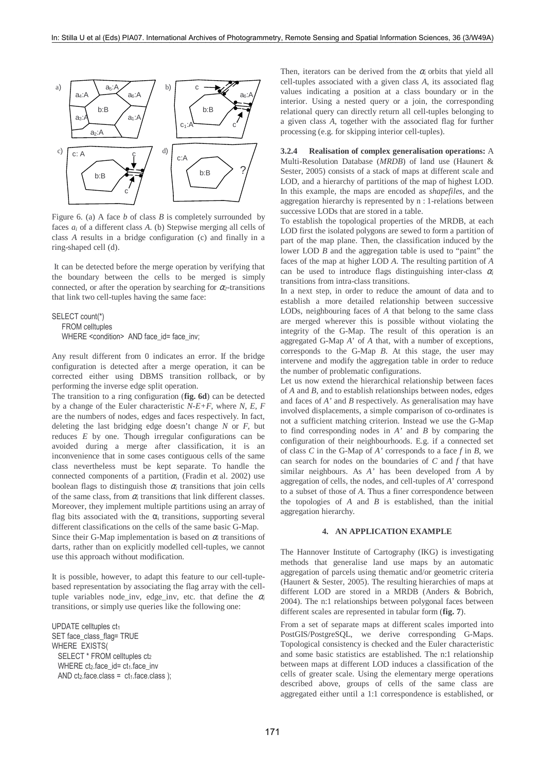Figure 6. (a) A face *b* of class *B* is completely surrounded by faces $a_i$ of a different class *A*. (b) Stepwise merging all cells of class *A* results in a bridge configuration (c) and finally in a ring-shaped cell (d).

It can be detected before the merge operation by verifying that the boundary between the cells to be merged is simply connected, or after the operation by searching for $\alpha_2$-transitions that link two cell-tuples having the same face:

```
SELECT count(*)
  FROM celltuples
  WHERE <condition>  AND face_id= face_inv;
```

Any result different from 0 indicates an error. If the bridge configuration is detected after a merge operation, it can be corrected either using DBMS transition rollback, or by performing the inverse edge split operation.

The transition to a ring configuration (**fig. 6d**) can be detected by a change of the Euler characteristic $N$-$E$+$F$, where $N$, $E$, $F$ are the numbers of nodes, edges and faces respectively. In fact, deleting the last bridging edge doesn't change $N$ or $F$, but reduces $E$ by one. Though irregular configurations can be avoided during a merge after classification, it is an inconvenience that in some cases contiguous cells of the same class nevertheless must be kept separate. To handle the connected components of a partition, (Fradin et al. 2002) use boolean flags to distinguish those $\alpha_i$ transitions that join cells of the same class, from $\alpha_i$ transitions that link different classes. Moreover, they implement multiple partitions using an array of flag bits associated with the $\alpha_i$ transitions, supporting several different classifications on the cells of the same basic G-Map. Since their G-Map implementation is based on $\alpha_i$ transitions of darts, rather than on explicitly modelled cell-tuples, we cannot use this approach without modification.

It is possible, however, to adapt this feature to our cell-tuple-based representation by associating the flag array with the cell-tuple variables node_inv, edge_inv, etc. that define the $\alpha_i$ transitions, or simply use queries like the following one:

```
UPDATE celltuples ct1
SET face_class_flag= TRUE
WHERE  EXISTS(
  SELECT * FROM celltuples ct2
  WHERE ct2.face_id= ct1.face_inv
  AND ct2.face.class =  ct1.face.class );
```

Then, iterators can be derived from the $\alpha_i$ orbits that yield all cell-tuples associated with a given class *A*, its associated flag values indicating a position at a class boundary or in the interior. Using a nested query or a join, the corresponding relational query can directly return all cell-tuples belonging to a given class *A*, together with the associated flag for further processing (e.g. for skipping interior cell-tuples).

**3.2.4 Realisation of complex generalisation operations:** A Multi-Resolution Database (*MRDB*) of land use (Haunert & Sester, 2005) consists of a stack of maps at different scale and LOD, and a hierarchy of partitions of the map of highest LOD. In this example, the maps are encoded as *shapefiles*, and the aggregation hierarchy is represented by n : 1-relations between successive LODs that are stored in a table.

To establish the topological properties of the MRDB, at each LOD first the isolated polygons are sewed to form a partition of part of the map plane. Then, the classification induced by the lower LOD *B* and the aggregation table is used to "paint" the faces of the map at higher LOD *A*. The resulting partition of *A* can be used to introduce flags distinguishing inter-class $\alpha_i$ transitions from intra-class transitions.

In a next step, in order to reduce the amount of data and to establish a more detailed relationship between successive LODs, neighbouring faces of *A* that belong to the same class are merged wherever this is possible without violating the integrity of the G-Map. The result of this operation is an aggregated G-Map *A'* of *A* that, with a number of exceptions, corresponds to the G-Map *B*. At this stage, the user may intervene and modify the aggregation table in order to reduce the number of problematic configurations.

Let us now extend the hierarchical relationship between faces of *A* and *B*, and to establish relationships between nodes, edges and faces of *A'* and *B* respectively. As generalisation may have involved displacements, a simple comparison of co-ordinates is not a sufficient matching criterion. Instead we use the G-Map to find corresponding nodes in *A'* and *B* by comparing the configuration of their neighbourhoods. E.g. if a connected set of class *C* in the G-Map of *A'* corresponds to a face *f* in *B*, we can search for nodes on the boundaries of *C* and *f* that have similar neighbours. As *A'* has been developed from *A* by aggregation of cells, the nodes, and cell-tuples of *A*' correspond to a subset of those of *A*. Thus a finer correspondence between the topologies of *A* and *B* is established, than the initial aggregation hierarchy.

## 4. AN APPLICATION EXAMPLE

The Hannover Institute of Cartography (IKG) is investigating methods that generalise land use maps by an automatic aggregation of parcels using thematic and/or geometric criteria (Haunert & Sester, 2005). The resulting hierarchies of maps at different LOD are stored in a MRDB (Anders & Bobrich, 2004). The n:1 relationships between polygonal faces between different scales are represented in tabular form (**fig. 7**).

From a set of separate maps at different scales imported into PostGIS/PostgreSQL, we derive corresponding G-Maps. Topological consistency is checked and the Euler characteristic and some basic statistics are established. The n:1 relationship between maps at different LOD induces a classification of the cells of greater scale. Using the elementary merge operations described above, groups of cells of the same class are aggregated either until a 1:1 correspondence is established, or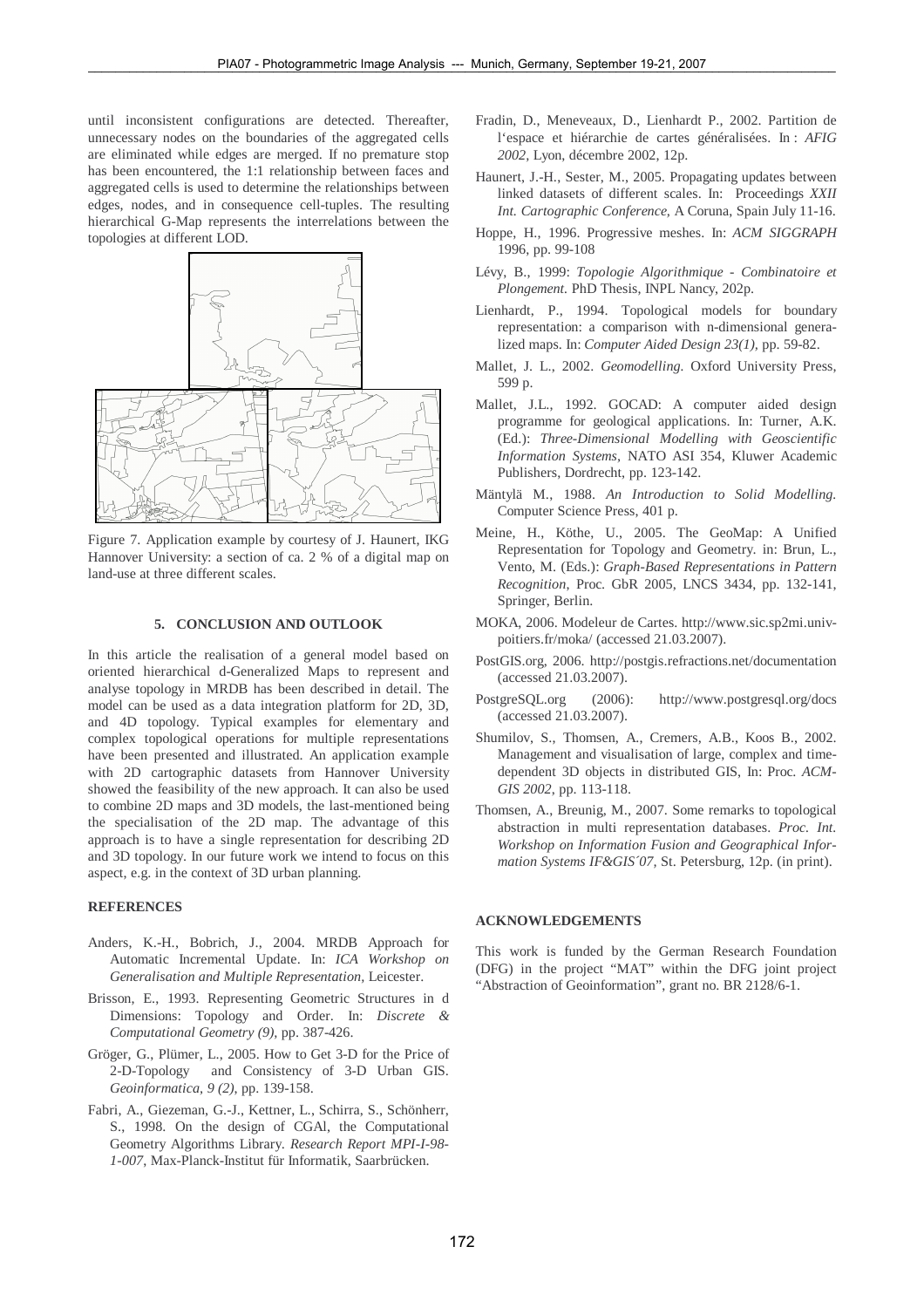until inconsistent configurations are detected. Thereafter, unnecessary nodes on the boundaries of the aggregated cells are eliminated while edges are merged. If no premature stop has been encountered, the 1:1 relationship between faces and aggregated cells is used to determine the relationships between edges, nodes, and in consequence cell-tuples. The resulting hierarchical G-Map represents the interrelations between the topologies at different LOD.

Figure 7. Application example by courtesy of J. Haunert, IKG Hannover University: a section of ca. 2 % of a digital map on land-use at three different scales.

## 5. CONCLUSION AND OUTLOOK

In this article the realisation of a general model based on oriented hierarchical d-Generalized Maps to represent and analyse topology in MRDB has been described in detail. The model can be used as a data integration platform for 2D, 3D, and 4D topology. Typical examples for elementary and complex topological operations for multiple representations have been presented and illustrated. An application example with 2D cartographic datasets from Hannover University showed the feasibility of the new approach. It can also be used to combine 2D maps and 3D models, the last-mentioned being the specialisation of the 2D map. The advantage of this approach is to have a single representation for describing 2D and 3D topology. In our future work we intend to focus on this aspect, e.g. in the context of 3D urban planning.

## REFERENCES

Anders, K.-H., Bobrich, J., 2004. MRDB Approach for Automatic Incremental Update. In: *ICA Workshop on Generalisation and Multiple Representation*, Leicester.

Brisson, E., 1993. Representing Geometric Structures in d Dimensions: Topology and Order. In: *Discrete & Computational Geometry (9)*, pp. 387-426.

Gröger, G., Plümer, L., 2005. How to Get 3-D for the Price of 2-D-Topology and Consistency of 3-D Urban GIS. *Geoinformatica, 9 (2)*, pp. 139-158.

Fabri, A., Giezeman, G.-J., Kettner, L., Schirra, S., Schönherr, S., 1998. On the design of CGAl, the Computational Geometry Algorithms Library. *Research Report MPI-I-98-1-007*, Max-Planck-Institut für Informatik, Saarbrücken.

Fradin, D., Meneveaux, D., Lienhardt P., 2002. Partition de l'espace et hiérarchie de cartes généralisées. In : *AFIG 2002*, Lyon, décembre 2002, 12p.

Haunert, J.-H., Sester, M., 2005. Propagating updates between linked datasets of different scales. In: Proceedings *XXII Int. Cartographic Conference*, A Coruna, Spain July 11-16.

Hoppe, H., 1996. Progressive meshes. In: *ACM SIGGRAPH* 1996, pp. 99-108

Lévy, B., 1999: *Topologie Algorithmique - Combinatoire et Plongement.* PhD Thesis, INPL Nancy, 202p.

Lienhardt, P., 1994. Topological models for boundary representation: a comparison with n-dimensional generalized maps. In: *Computer Aided Design 23(1)*, pp. 59-82.

Mallet, J. L., 2002. *Geomodelling.* Oxford University Press, 599 p.

Mallet, J.L., 1992. GOCAD: A computer aided design programme for geological applications. In: Turner, A.K. (Ed.): *Three-Dimensional Modelling with Geoscientific Information Systems*, NATO ASI 354, Kluwer Academic Publishers, Dordrecht, pp. 123-142.

Mäntylä M., 1988. *An Introduction to Solid Modelling.* Computer Science Press, 401 p.

Meine, H., Köthe, U., 2005. The GeoMap: A Unified Representation for Topology and Geometry. in: Brun, L., Vento, M. (Eds.): *Graph-Based Representations in Pattern Recognition*, Proc. GbR 2005, LNCS 3434, pp. 132-141, Springer, Berlin.

MOKA, 2006. Modeleur de Cartes. http://www.sic.sp2mi.univ-poitiers.fr/moka/ (accessed 21.03.2007).

PostGIS.org, 2006. http://postgis.refractions.net/documentation (accessed 21.03.2007).

PostgreSQL.org (2006): http://www.postgresql.org/docs (accessed 21.03.2007).

Shumilov, S., Thomsen, A., Cremers, A.B., Koos B., 2002. Management and visualisation of large, complex and time-dependent 3D objects in distributed GIS, In: Proc. *ACM-GIS 2002*, pp. 113-118.

Thomsen, A., Breunig, M., 2007. Some remarks to topological abstraction in multi representation databases. *Proc. Int. Workshop on Information Fusion and Geographical Information Systems IF&GIS´07*, St. Petersburg, 12p. (in print).

## ACKNOWLEDGEMENTS

This work is funded by the German Research Foundation (DFG) in the project "MAT" within the DFG joint project "Abstraction of Geoinformation", grant no. BR 2128/6-1.